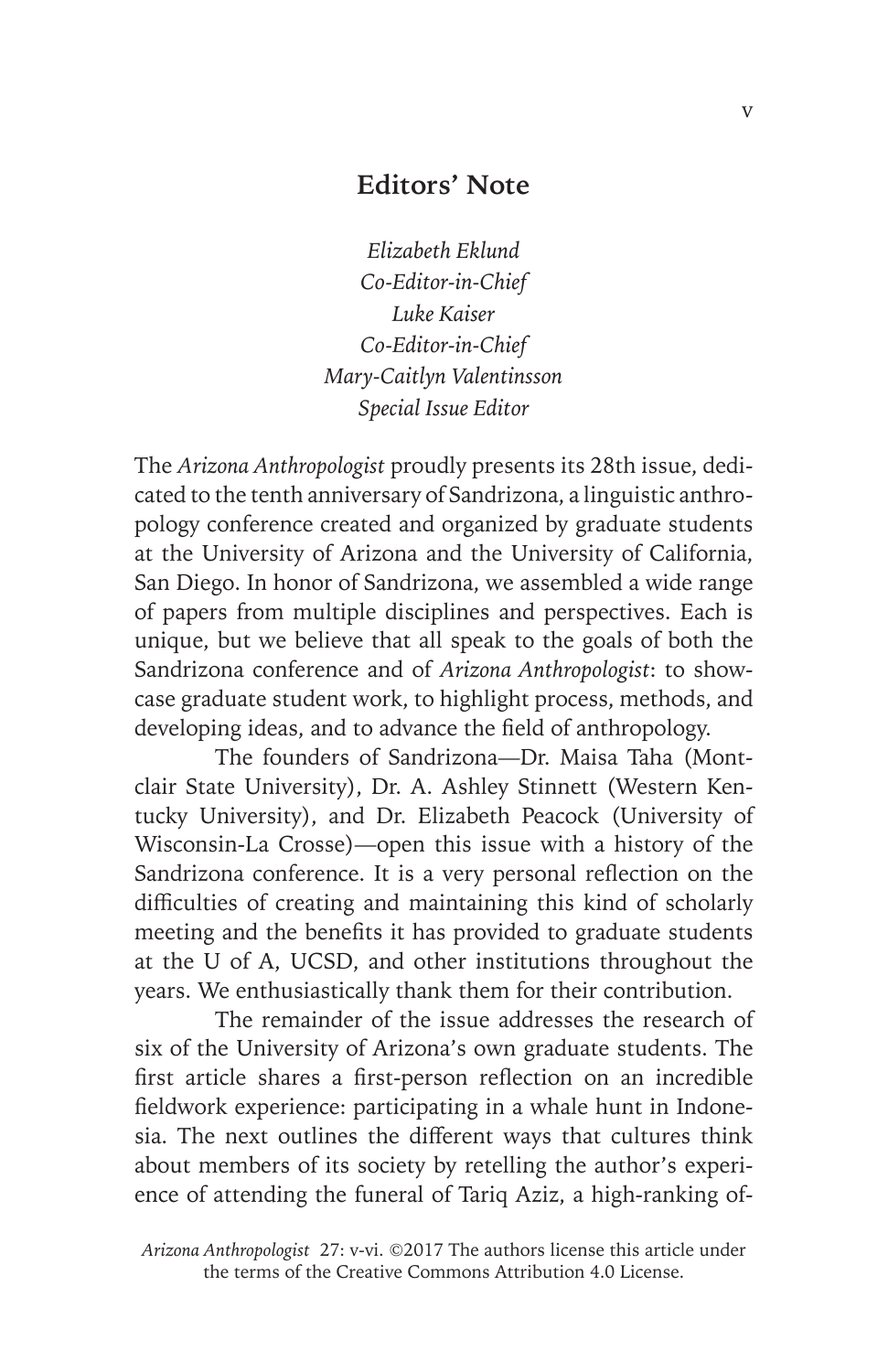# Editors' Note

*Elizabeth Eklund*
*Co-Editor-in-Chief*
*Luke Kaiser*
*Co-Editor-in-Chief*
*Mary-Caitlyn Valentinsson*
*Special Issue Editor*

The *Arizona Anthropologist* proudly presents its 28th issue, dedicated to the tenth anniversary of Sandrizona, a linguistic anthropology conference created and organized by graduate students at the University of Arizona and the University of California, San Diego. In honor of Sandrizona, we assembled a wide range of papers from multiple disciplines and perspectives. Each is unique, but we believe that all speak to the goals of both the Sandrizona conference and of *Arizona Anthropologist*: to showcase graduate student work, to highlight process, methods, and developing ideas, and to advance the field of anthropology.

The founders of Sandrizona—Dr. Maisa Taha (Montclair State University), Dr. A. Ashley Stinnett (Western Kentucky University), and Dr. Elizabeth Peacock (University of Wisconsin-La Crosse)—open this issue with a history of the Sandrizona conference. It is a very personal reflection on the difficulties of creating and maintaining this kind of scholarly meeting and the benefits it has provided to graduate students at the U of A, UCSD, and other institutions throughout the years. We enthusiastically thank them for their contribution.

The remainder of the issue addresses the research of six of the University of Arizona's own graduate students. The first article shares a first-person reflection on an incredible fieldwork experience: participating in a whale hunt in Indonesia. The next outlines the different ways that cultures think about members of its society by retelling the author's experience of attending the funeral of Tariq Aziz, a high-ranking of-

*Arizona Anthropologist* 27: v-vi. ©2017 The authors license this article under the terms of the Creative Commons Attribution 4.0 License.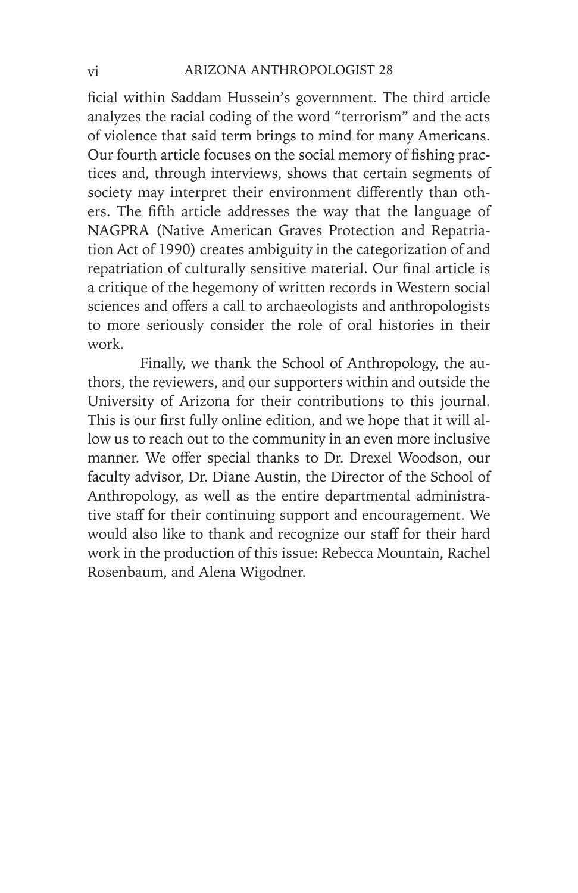ficial within Saddam Hussein's government. The third article analyzes the racial coding of the word "terrorism" and the acts of violence that said term brings to mind for many Americans. Our fourth article focuses on the social memory of fishing practices and, through interviews, shows that certain segments of society may interpret their environment differently than others. The fifth article addresses the way that the language of NAGPRA (Native American Graves Protection and Repatriation Act of 1990) creates ambiguity in the categorization of and repatriation of culturally sensitive material. Our final article is a critique of the hegemony of written records in Western social sciences and offers a call to archaeologists and anthropologists to more seriously consider the role of oral histories in their work.

Finally, we thank the School of Anthropology, the authors, the reviewers, and our supporters within and outside the University of Arizona for their contributions to this journal. This is our first fully online edition, and we hope that it will allow us to reach out to the community in an even more inclusive manner. We offer special thanks to Dr. Drexel Woodson, our faculty advisor, Dr. Diane Austin, the Director of the School of Anthropology, as well as the entire departmental administrative staff for their continuing support and encouragement. We would also like to thank and recognize our staff for their hard work in the production of this issue: Rebecca Mountain, Rachel Rosenbaum, and Alena Wigodner.